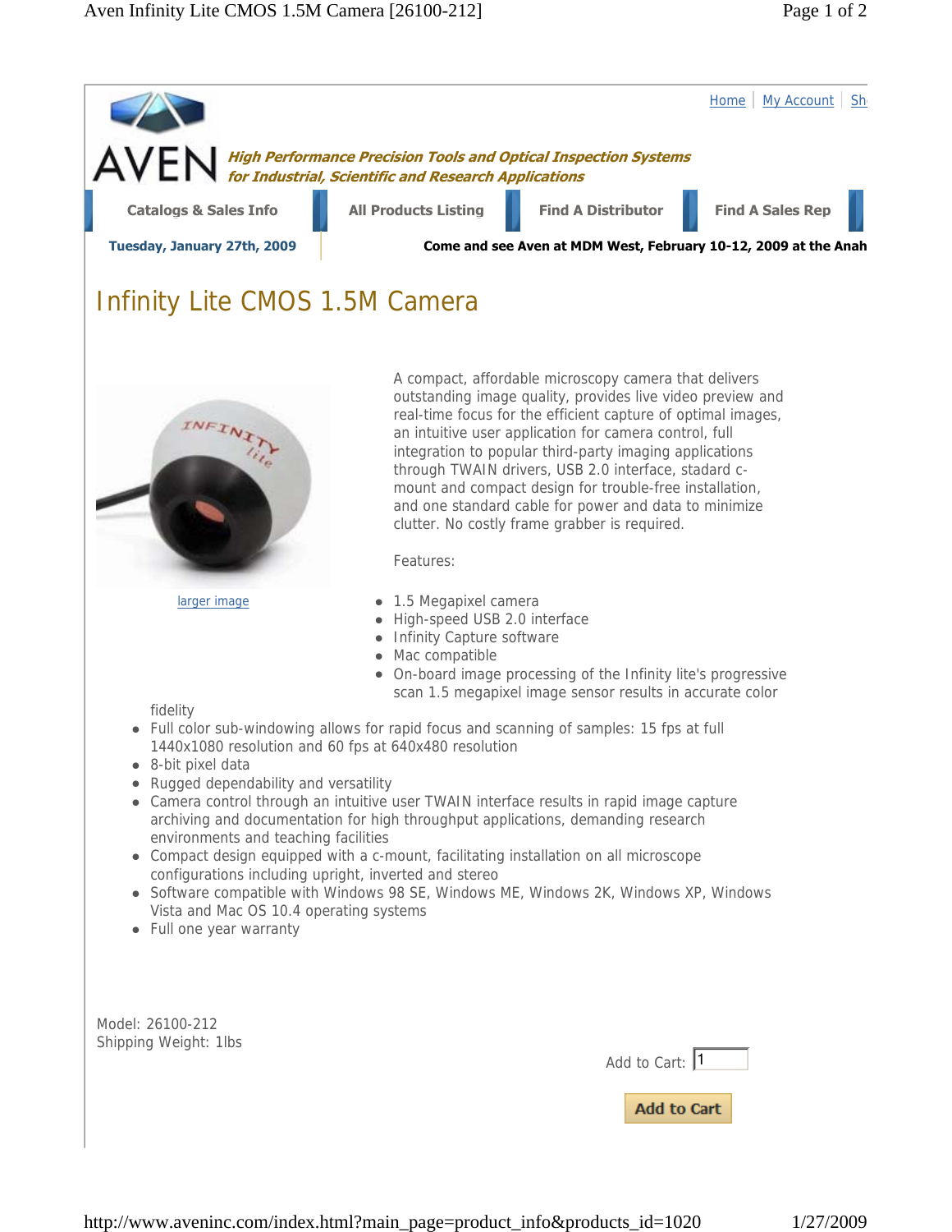[Home](#) | [My Account](#) | Sh

AVEN

***High Performance Precision Tools and Optical Inspection Systems***
***for Industrial, Scientific and Research Applications***

Catalogs & Sales Info | All Products Listing | Find A Distributor | Find A Sales Rep

**Tuesday, January 27th, 2009**

**Come and see Aven at MDM West, February 10-12, 2009 at the Anah**

# Infinity Lite CMOS 1.5M Camera

larger image

A compact, affordable microscopy camera that delivers outstanding image quality, provides live video preview and real-time focus for the efficient capture of optimal images, an intuitive user application for camera control, full integration to popular third-party imaging applications through TWAIN drivers, USB 2.0 interface, stadard c-mount and compact design for trouble-free installation, and one standard cable for power and data to minimize clutter. No costly frame grabber is required.

Features:

- 1.5 Megapixel camera
- High-speed USB 2.0 interface
- Infinity Capture software
- Mac compatible
- On-board image processing of the Infinity lite's progressive scan 1.5 megapixel image sensor results in accurate color fidelity
- Full color sub-windowing allows for rapid focus and scanning of samples: 15 fps at full 1440x1080 resolution and 60 fps at 640x480 resolution
- 8-bit pixel data
- Rugged dependability and versatility
- Camera control through an intuitive user TWAIN interface results in rapid image capture archiving and documentation for high throughput applications, demanding research environments and teaching facilities
- Compact design equipped with a c-mount, facilitating installation on all microscope configurations including upright, inverted and stereo
- Software compatible with Windows 98 SE, Windows ME, Windows 2K, Windows XP, Windows Vista and Mac OS 10.4 operating systems
- Full one year warranty

Model: 26100-212
Shipping Weight: 1lbs

Add to Cart: 1

Add to Cart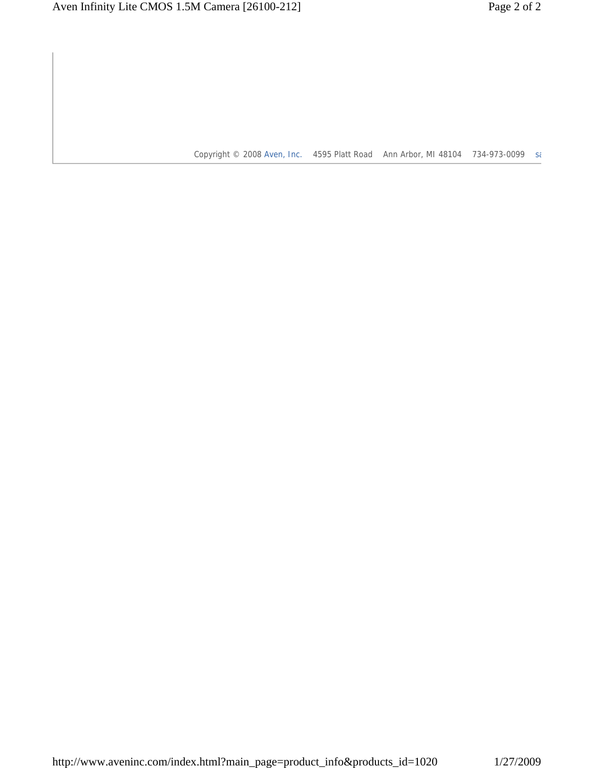Copyright © 2008 Aven, Inc. 4595 Platt Road Ann Arbor, MI 48104 734-973-0099 sa